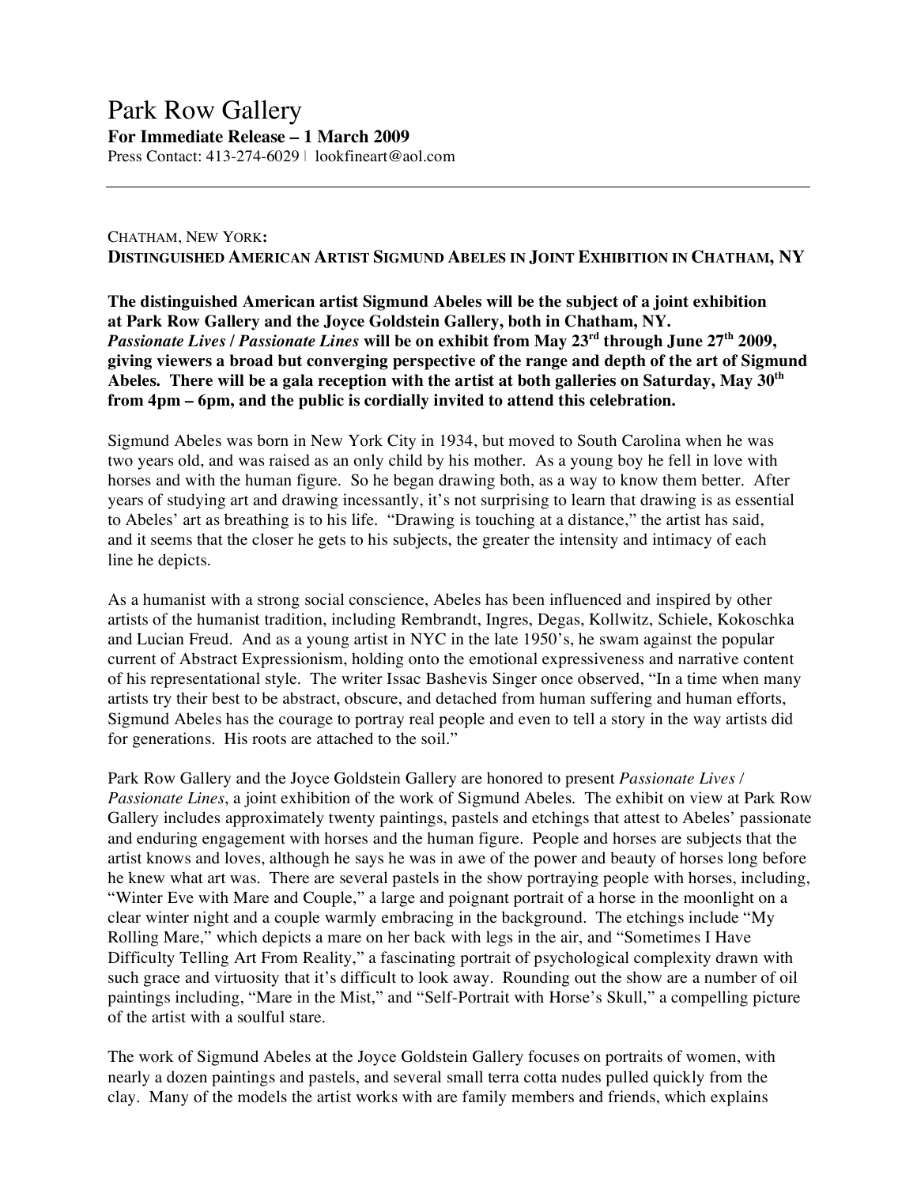# Park Row Gallery

**For Immediate Release – 1 March 2009**

Press Contact: 413-274-6029 | lookfineart@aol.com

---

CHATHAM, NEW YORK:

**DISTINGUISHED AMERICAN ARTIST SIGMUND ABELES IN JOINT EXHIBITION IN CHATHAM, NY**

**The distinguished American artist Sigmund Abeles will be the subject of a joint exhibition at Park Row Gallery and the Joyce Goldstein Gallery, both in Chatham, NY. *Passionate Lives / Passionate Lines* will be on exhibit from May 23rd through June 27th 2009, giving viewers a broad but converging perspective of the range and depth of the art of Sigmund Abeles. There will be a gala reception with the artist at both galleries on Saturday, May 30th from 4pm – 6pm, and the public is cordially invited to attend this celebration.**

Sigmund Abeles was born in New York City in 1934, but moved to South Carolina when he was two years old, and was raised as an only child by his mother. As a young boy he fell in love with horses and with the human figure. So he began drawing both, as a way to know them better. After years of studying art and drawing incessantly, it's not surprising to learn that drawing is as essential to Abeles' art as breathing is to his life. "Drawing is touching at a distance," the artist has said, and it seems that the closer he gets to his subjects, the greater the intensity and intimacy of each line he depicts.

As a humanist with a strong social conscience, Abeles has been influenced and inspired by other artists of the humanist tradition, including Rembrandt, Ingres, Degas, Kollwitz, Schiele, Kokoschka and Lucian Freud. And as a young artist in NYC in the late 1950's, he swam against the popular current of Abstract Expressionism, holding onto the emotional expressiveness and narrative content of his representational style. The writer Issac Bashevis Singer once observed, "In a time when many artists try their best to be abstract, obscure, and detached from human suffering and human efforts, Sigmund Abeles has the courage to portray real people and even to tell a story in the way artists did for generations. His roots are attached to the soil."

Park Row Gallery and the Joyce Goldstein Gallery are honored to present *Passionate Lives / Passionate Lines*, a joint exhibition of the work of Sigmund Abeles. The exhibit on view at Park Row Gallery includes approximately twenty paintings, pastels and etchings that attest to Abeles' passionate and enduring engagement with horses and the human figure. People and horses are subjects that the artist knows and loves, although he says he was in awe of the power and beauty of horses long before he knew what art was. There are several pastels in the show portraying people with horses, including, "Winter Eve with Mare and Couple," a large and poignant portrait of a horse in the moonlight on a clear winter night and a couple warmly embracing in the background. The etchings include "My Rolling Mare," which depicts a mare on her back with legs in the air, and "Sometimes I Have Difficulty Telling Art From Reality," a fascinating portrait of psychological complexity drawn with such grace and virtuosity that it's difficult to look away. Rounding out the show are a number of oil paintings including, "Mare in the Mist," and "Self-Portrait with Horse's Skull," a compelling picture of the artist with a soulful stare.

The work of Sigmund Abeles at the Joyce Goldstein Gallery focuses on portraits of women, with nearly a dozen paintings and pastels, and several small terra cotta nudes pulled quickly from the clay. Many of the models the artist works with are family members and friends, which explains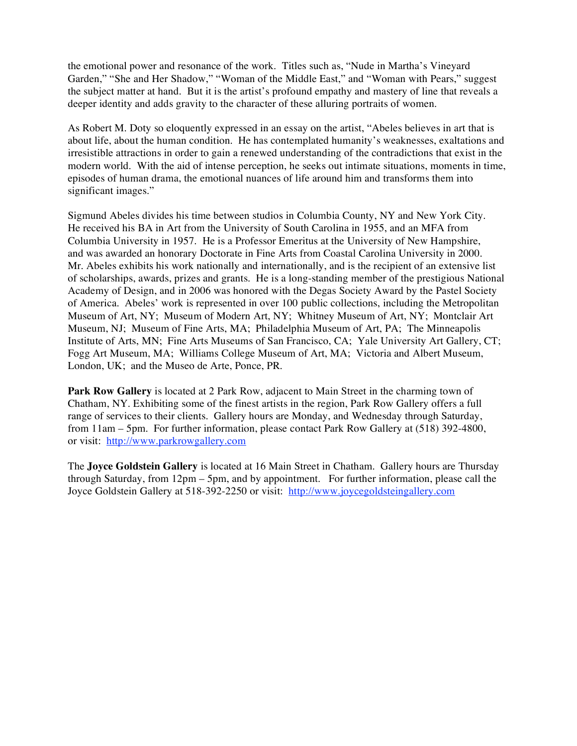the emotional power and resonance of the work. Titles such as, "Nude in Martha's Vineyard Garden," "She and Her Shadow," "Woman of the Middle East," and "Woman with Pears," suggest the subject matter at hand. But it is the artist's profound empathy and mastery of line that reveals a deeper identity and adds gravity to the character of these alluring portraits of women.

As Robert M. Doty so eloquently expressed in an essay on the artist, "Abeles believes in art that is about life, about the human condition. He has contemplated humanity's weaknesses, exaltations and irresistible attractions in order to gain a renewed understanding of the contradictions that exist in the modern world. With the aid of intense perception, he seeks out intimate situations, moments in time, episodes of human drama, the emotional nuances of life around him and transforms them into significant images."

Sigmund Abeles divides his time between studios in Columbia County, NY and New York City. He received his BA in Art from the University of South Carolina in 1955, and an MFA from Columbia University in 1957. He is a Professor Emeritus at the University of New Hampshire, and was awarded an honorary Doctorate in Fine Arts from Coastal Carolina University in 2000. Mr. Abeles exhibits his work nationally and internationally, and is the recipient of an extensive list of scholarships, awards, prizes and grants. He is a long-standing member of the prestigious National Academy of Design, and in 2006 was honored with the Degas Society Award by the Pastel Society of America. Abeles' work is represented in over 100 public collections, including the Metropolitan Museum of Art, NY; Museum of Modern Art, NY; Whitney Museum of Art, NY; Montclair Art Museum, NJ; Museum of Fine Arts, MA; Philadelphia Museum of Art, PA; The Minneapolis Institute of Arts, MN; Fine Arts Museums of San Francisco, CA; Yale University Art Gallery, CT; Fogg Art Museum, MA; Williams College Museum of Art, MA; Victoria and Albert Museum, London, UK; and the Museo de Arte, Ponce, PR.

**Park Row Gallery** is located at 2 Park Row, adjacent to Main Street in the charming town of Chatham, NY. Exhibiting some of the finest artists in the region, Park Row Gallery offers a full range of services to their clients. Gallery hours are Monday, and Wednesday through Saturday, from 11am – 5pm. For further information, please contact Park Row Gallery at (518) 392-4800, or visit: [http://www.parkrowgallery.com](http://www.parkrowgallery.com)

The **Joyce Goldstein Gallery** is located at 16 Main Street in Chatham. Gallery hours are Thursday through Saturday, from 12pm – 5pm, and by appointment. For further information, please call the Joyce Goldstein Gallery at 518-392-2250 or visit: [http://www.joycegoldsteingallery.com](http://www.joycegoldsteingallery.com)